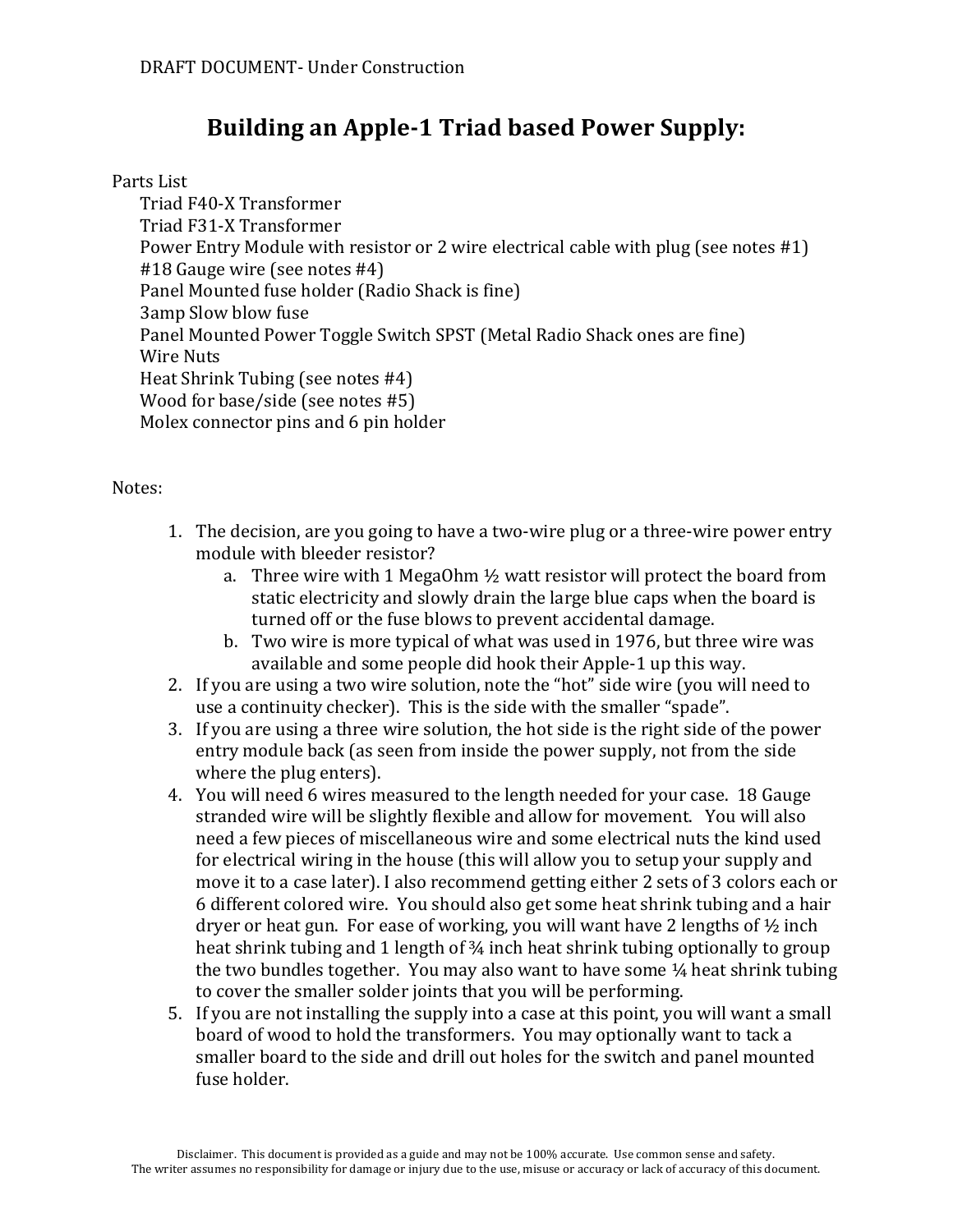DRAFT DOCUMENT- Under Construction

# Building an Apple-1 Triad based Power Supply:

Parts List

- Triad F40-X Transformer
- Triad F31-X Transformer
- Power Entry Module with resistor or 2 wire electrical cable with plug (see notes #1)
- #18 Gauge wire (see notes #4)
- Panel Mounted fuse holder (Radio Shack is fine)
- 3amp Slow blow fuse
- Panel Mounted Power Toggle Switch SPST (Metal Radio Shack ones are fine)
- Wire Nuts
- Heat Shrink Tubing (see notes #4)
- Wood for base/side (see notes #5)
- Molex connector pins and 6 pin holder

Notes:

1. The decision, are you going to have a two-wire plug or a three-wire power entry module with bleeder resistor?
   a. Three wire with 1 MegaOhm ½ watt resistor will protect the board from static electricity and slowly drain the large blue caps when the board is turned off or the fuse blows to prevent accidental damage.
   b. Two wire is more typical of what was used in 1976, but three wire was available and some people did hook their Apple-1 up this way.
2. If you are using a two wire solution, note the "hot" side wire (you will need to use a continuity checker). This is the side with the smaller "spade".
3. If you are using a three wire solution, the hot side is the right side of the power entry module back (as seen from inside the power supply, not from the side where the plug enters).
4. You will need 6 wires measured to the length needed for your case. 18 Gauge stranded wire will be slightly flexible and allow for movement. You will also need a few pieces of miscellaneous wire and some electrical nuts the kind used for electrical wiring in the house (this will allow you to setup your supply and move it to a case later). I also recommend getting either 2 sets of 3 colors each or 6 different colored wire. You should also get some heat shrink tubing and a hair dryer or heat gun. For ease of working, you will want have 2 lengths of ½ inch heat shrink tubing and 1 length of ¾ inch heat shrink tubing optionally to group the two bundles together. You may also want to have some ¼ heat shrink tubing to cover the smaller solder joints that you will be performing.
5. If you are not installing the supply into a case at this point, you will want a small board of wood to hold the transformers. You may optionally want to tack a smaller board to the side and drill out holes for the switch and panel mounted fuse holder.

Disclaimer. This document is provided as a guide and may not be 100% accurate. Use common sense and safety.
The writer assumes no responsibility for damage or injury due to the use, misuse or accuracy or lack of accuracy of this document.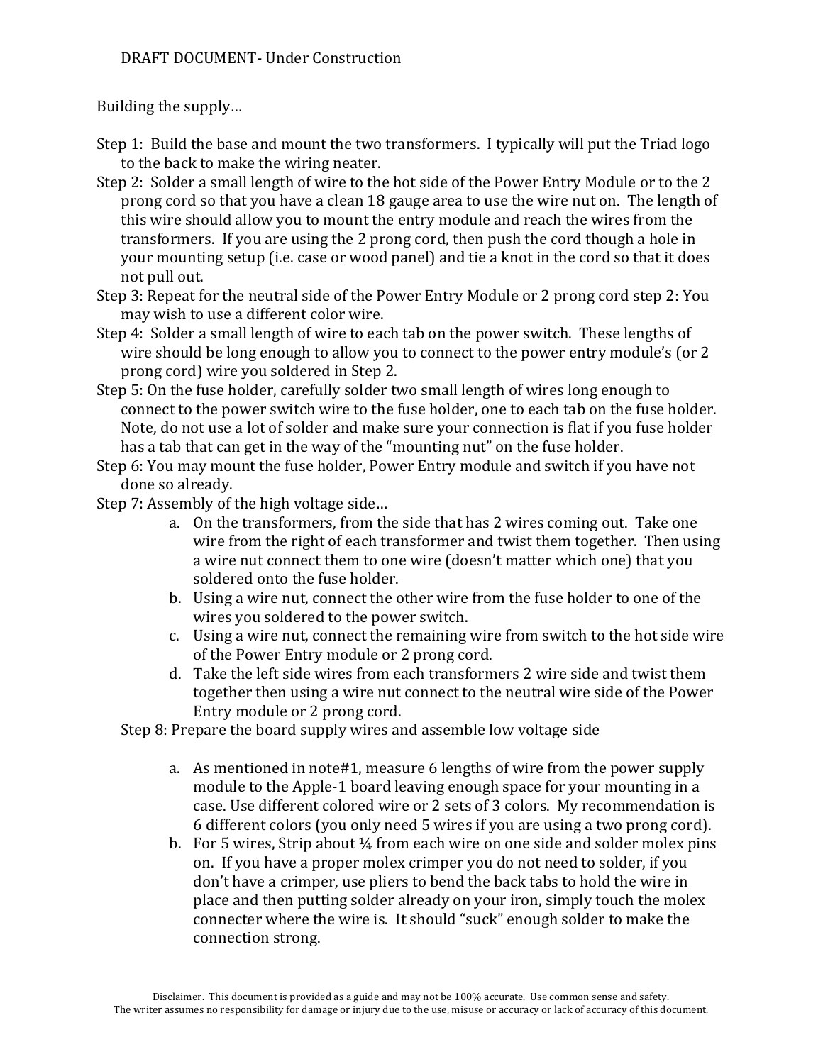DRAFT DOCUMENT- Under Construction

Building the supply…

Step 1: Build the base and mount the two transformers. I typically will put the Triad logo to the back to make the wiring neater.

Step 2: Solder a small length of wire to the hot side of the Power Entry Module or to the 2 prong cord so that you have a clean 18 gauge area to use the wire nut on. The length of this wire should allow you to mount the entry module and reach the wires from the transformers. If you are using the 2 prong cord, then push the cord though a hole in your mounting setup (i.e. case or wood panel) and tie a knot in the cord so that it does not pull out.

Step 3: Repeat for the neutral side of the Power Entry Module or 2 prong cord step 2: You may wish to use a different color wire.

Step 4: Solder a small length of wire to each tab on the power switch. These lengths of wire should be long enough to allow you to connect to the power entry module's (or 2 prong cord) wire you soldered in Step 2.

Step 5: On the fuse holder, carefully solder two small length of wires long enough to connect to the power switch wire to the fuse holder, one to each tab on the fuse holder. Note, do not use a lot of solder and make sure your connection is flat if you fuse holder has a tab that can get in the way of the "mounting nut" on the fuse holder.

Step 6: You may mount the fuse holder, Power Entry module and switch if you have not done so already.

Step 7: Assembly of the high voltage side…

a. On the transformers, from the side that has 2 wires coming out. Take one wire from the right of each transformer and twist them together. Then using a wire nut connect them to one wire (doesn't matter which one) that you soldered onto the fuse holder.
b. Using a wire nut, connect the other wire from the fuse holder to one of the wires you soldered to the power switch.
c. Using a wire nut, connect the remaining wire from switch to the hot side wire of the Power Entry module or 2 prong cord.
d. Take the left side wires from each transformers 2 wire side and twist them together then using a wire nut connect to the neutral wire side of the Power Entry module or 2 prong cord.

Step 8: Prepare the board supply wires and assemble low voltage side

a. As mentioned in note#1, measure 6 lengths of wire from the power supply module to the Apple-1 board leaving enough space for your mounting in a case. Use different colored wire or 2 sets of 3 colors. My recommendation is 6 different colors (you only need 5 wires if you are using a two prong cord).
b. For 5 wires, Strip about ¼ from each wire on one side and solder molex pins on. If you have a proper molex crimper you do not need to solder, if you don't have a crimper, use pliers to bend the back tabs to hold the wire in place and then putting solder already on your iron, simply touch the molex connecter where the wire is. It should "suck" enough solder to make the connection strong.

Disclaimer. This document is provided as a guide and may not be 100% accurate. Use common sense and safety.
The writer assumes no responsibility for damage or injury due to the use, misuse or accuracy or lack of accuracy of this document.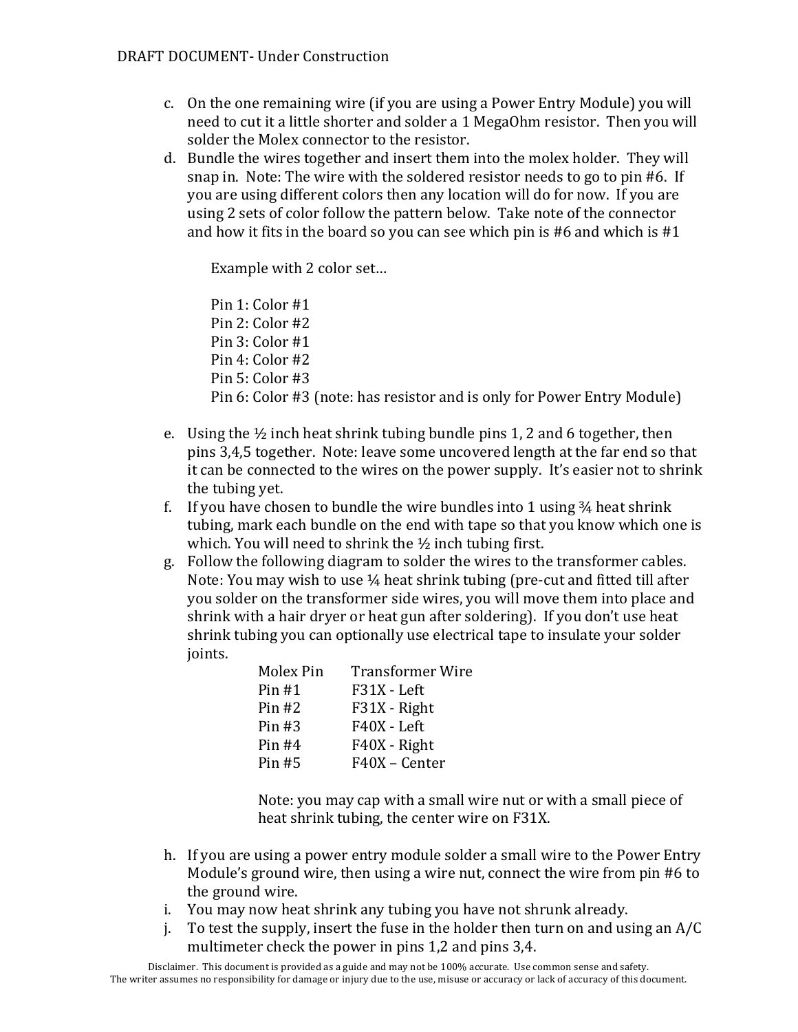c. On the one remaining wire (if you are using a Power Entry Module) you will need to cut it a little shorter and solder a 1 MegaOhm resistor. Then you will solder the Molex connector to the resistor.

d. Bundle the wires together and insert them into the molex holder. They will snap in. Note: The wire with the soldered resistor needs to go to pin #6. If you are using different colors then any location will do for now. If you are using 2 sets of color follow the pattern below. Take note of the connector and how it fits in the board so you can see which pin is #6 and which is #1

   Example with 2 color set…

   Pin 1: Color #1
   Pin 2: Color #2
   Pin 3: Color #1
   Pin 4: Color #2
   Pin 5: Color #3
   Pin 6: Color #3 (note: has resistor and is only for Power Entry Module)

e. Using the ½ inch heat shrink tubing bundle pins 1, 2 and 6 together, then pins 3,4,5 together. Note: leave some uncovered length at the far end so that it can be connected to the wires on the power supply. It's easier not to shrink the tubing yet.

f. If you have chosen to bundle the wire bundles into 1 using ¾ heat shrink tubing, mark each bundle on the end with tape so that you know which one is which. You will need to shrink the ½ inch tubing first.

g. Follow the following diagram to solder the wires to the transformer cables. Note: You may wish to use ¼ heat shrink tubing (pre-cut and fitted till after you solder on the transformer side wires, you will move them into place and shrink with a hair dryer or heat gun after soldering). If you don't use heat shrink tubing you can optionally use electrical tape to insulate your solder joints.

| Molex Pin | Transformer Wire |
|---|---|
| Pin #1 | F31X - Left |
| Pin #2 | F31X - Right |
| Pin #3 | F40X - Left |
| Pin #4 | F40X - Right |
| Pin #5 | F40X – Center |

   Note: you may cap with a small wire nut or with a small piece of heat shrink tubing, the center wire on F31X.

h. If you are using a power entry module solder a small wire to the Power Entry Module's ground wire, then using a wire nut, connect the wire from pin #6 to the ground wire.

i. You may now heat shrink any tubing you have not shrunk already.

j. To test the supply, insert the fuse in the holder then turn on and using an A/C multimeter check the power in pins 1,2 and pins 3,4.

Disclaimer. This document is provided as a guide and may not be 100% accurate. Use common sense and safety. The writer assumes no responsibility for damage or injury due to the use, misuse or accuracy or lack of accuracy of this document.